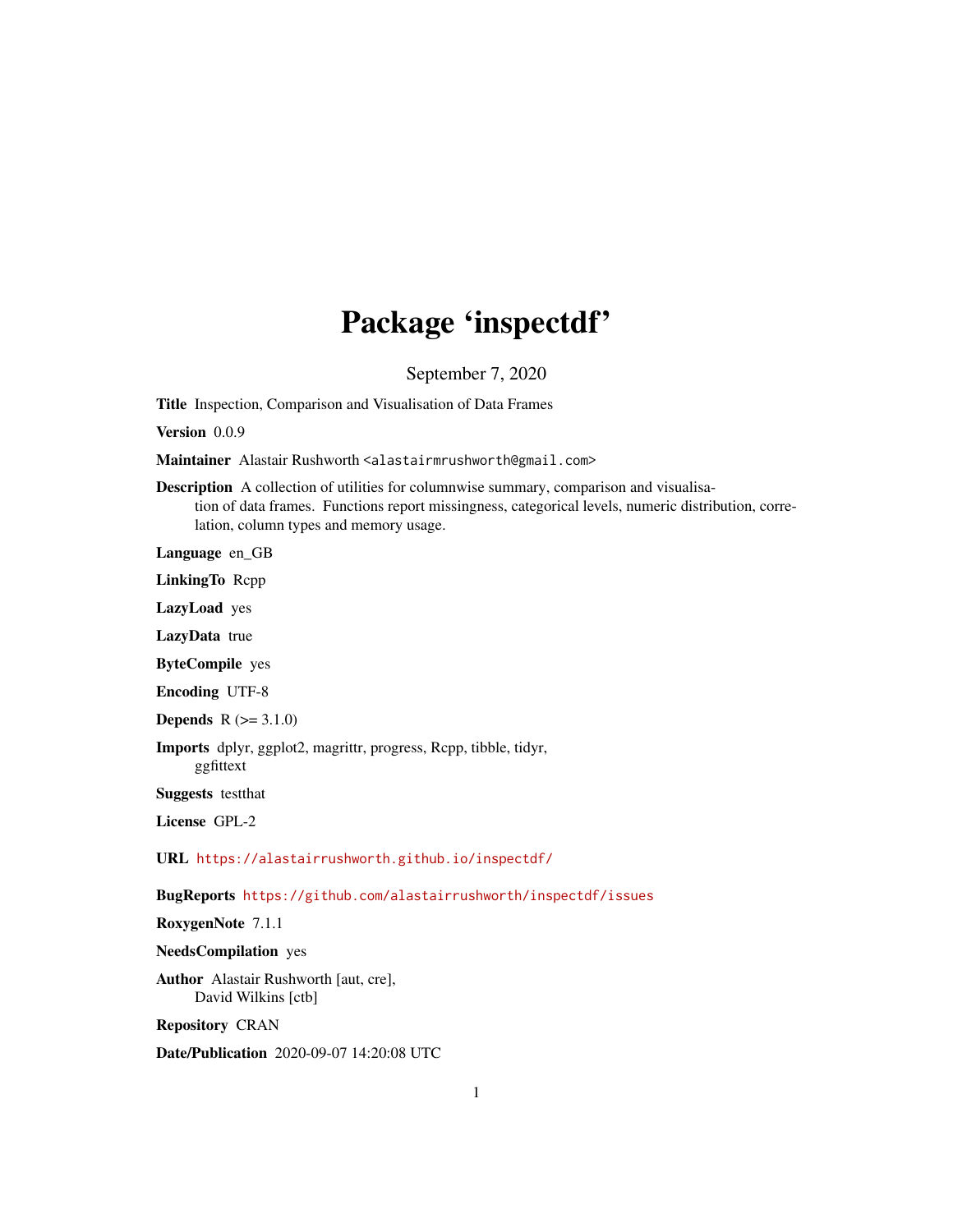# Package 'inspectdf'

September 7, 2020

**Title** Inspection, Comparison and Visualisation of Data Frames

**Version** 0.0.9

**Maintainer** Alastair Rushworth <alastairmrushworth@gmail.com>

**Description** A collection of utilities for columnwise summary, comparison and visualisation of data frames. Functions report missingness, categorical levels, numeric distribution, correlation, column types and memory usage.

**Language** en_GB

**LinkingTo** Rcpp

**LazyLoad** yes

**LazyData** true

**ByteCompile** yes

**Encoding** UTF-8

**Depends** R (>= 3.1.0)

**Imports** dplyr, ggplot2, magrittr, progress, Rcpp, tibble, tidyr, ggfittext

**Suggests** testthat

**License** GPL-2

**URL** https://alastairrushworth.github.io/inspectdf/

**BugReports** https://github.com/alastairrushworth/inspectdf/issues

**RoxygenNote** 7.1.1

**NeedsCompilation** yes

**Author** Alastair Rushworth [aut, cre], David Wilkins [ctb]

**Repository** CRAN

**Date/Publication** 2020-09-07 14:20:08 UTC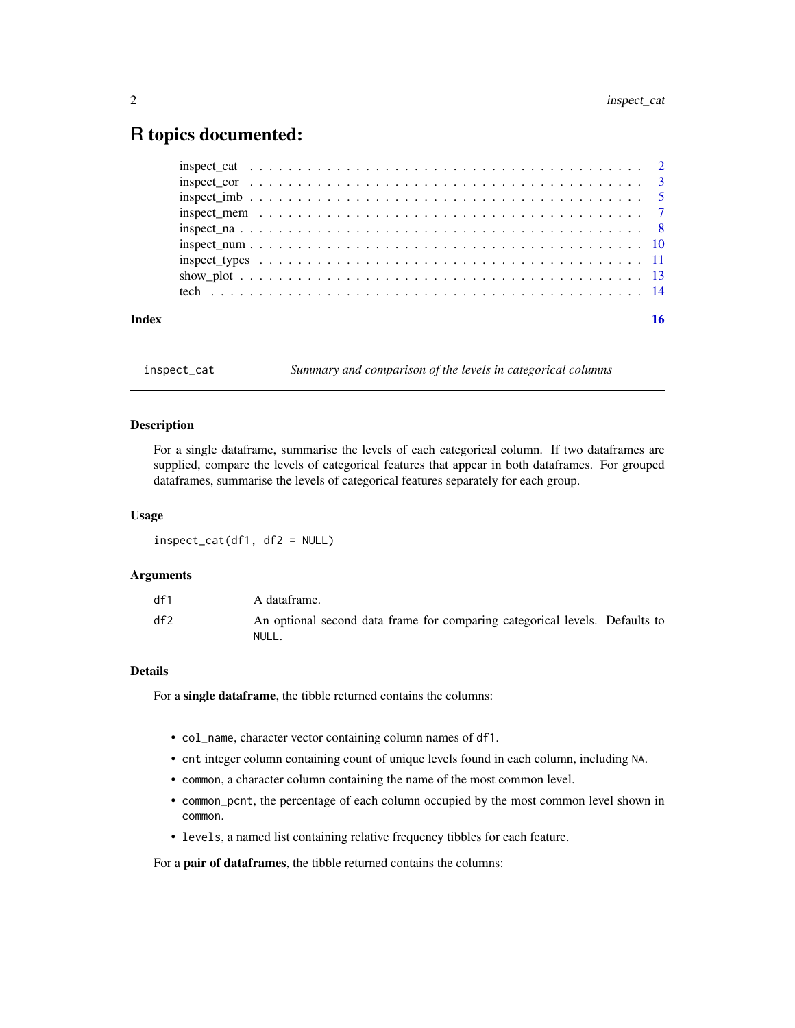# R topics documented:

| | |
|---|---|
| inspect_cat | 2 |
| inspect_cor | 3 |
| inspect_imb | 5 |
| inspect_mem | 7 |
| inspect_na | 8 |
| inspect_num | 10 |
| inspect_types | 11 |
| show_plot | 13 |
| tech | 14 |
| **Index** | **16** |

---

## inspect_cat — *Summary and comparison of the levels in categorical columns*

### Description

For a single dataframe, summarise the levels of each categorical column. If two dataframes are supplied, compare the levels of categorical features that appear in both dataframes. For grouped dataframes, summarise the levels of categorical features separately for each group.

### Usage

```
inspect_cat(df1, df2 = NULL)
```

### Arguments

| | |
|---|---|
| `df1` | A dataframe. |
| `df2` | An optional second data frame for comparing categorical levels. Defaults to `NULL`. |

### Details

For a **single dataframe**, the tibble returned contains the columns:

- `col_name`, character vector containing column names of `df1`.
- `cnt` integer column containing count of unique levels found in each column, including `NA`.
- `common`, a character column containing the name of the most common level.
- `common_pcnt`, the percentage of each column occupied by the most common level shown in `common`.
- `levels`, a named list containing relative frequency tibbles for each feature.

For a **pair of dataframes**, the tibble returned contains the columns: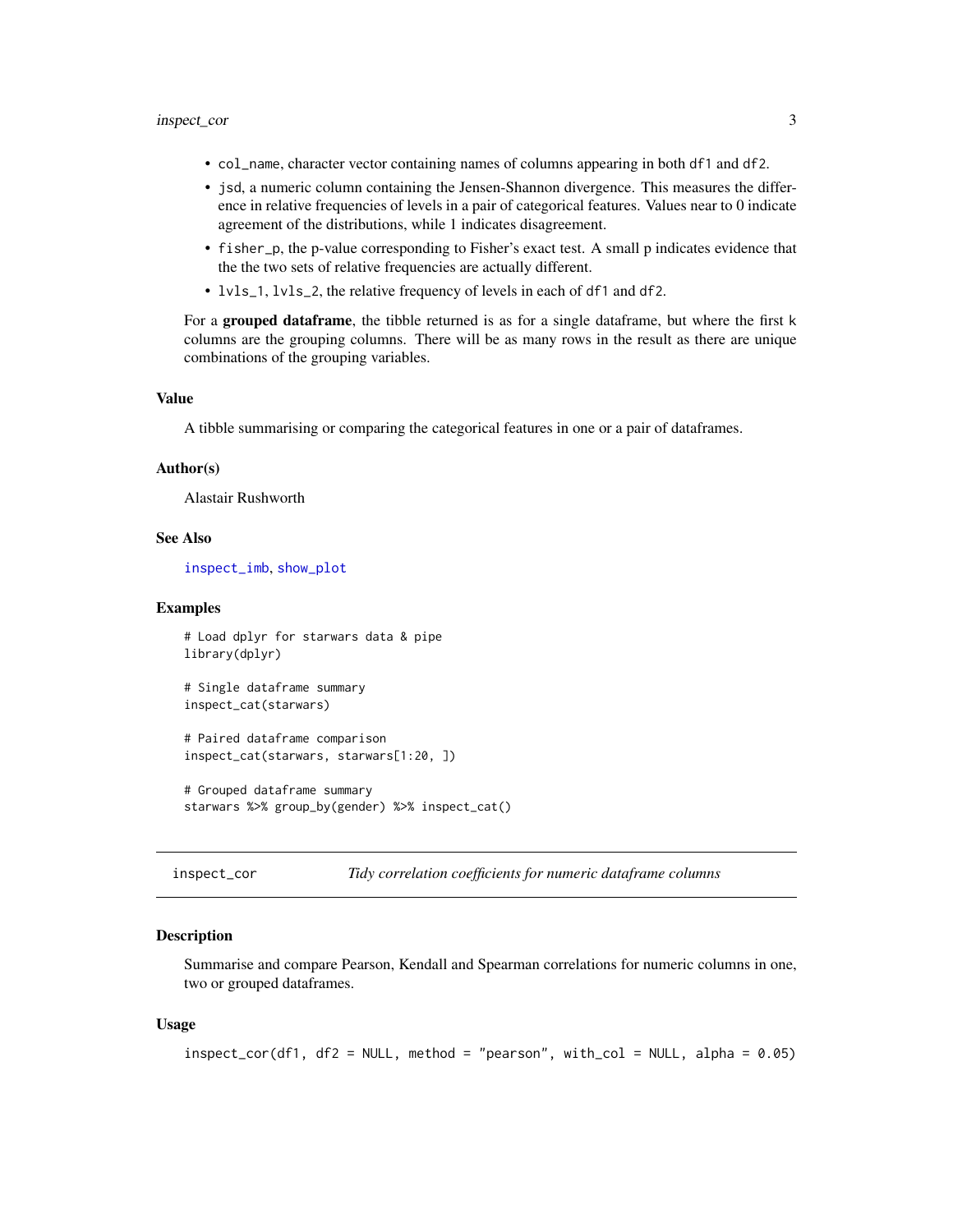- `col_name`, character vector containing names of columns appearing in both `df1` and `df2`.
- `jsd`, a numeric column containing the Jensen-Shannon divergence. This measures the difference in relative frequencies of levels in a pair of categorical features. Values near to 0 indicate agreement of the distributions, while 1 indicates disagreement.
- `fisher_p`, the p-value corresponding to Fisher's exact test. A small p indicates evidence that the the two sets of relative frequencies are actually different.
- `lvls_1`, `lvls_2`, the relative frequency of levels in each of `df1` and `df2`.

For a **grouped dataframe**, the tibble returned is as for a single dataframe, but where the first `k` columns are the grouping columns. There will be as many rows in the result as there are unique combinations of the grouping variables.

### Value

A tibble summarising or comparing the categorical features in one or a pair of dataframes.

### Author(s)

Alastair Rushworth

### See Also

`inspect_imb`, `show_plot`

### Examples

```
# Load dplyr for starwars data & pipe
library(dplyr)

# Single dataframe summary
inspect_cat(starwars)

# Paired dataframe comparison
inspect_cat(starwars, starwars[1:20, ])

# Grouped dataframe summary
starwars %>% group_by(gender) %>% inspect_cat()
```

---

## inspect_cor — *Tidy correlation coefficients for numeric dataframe columns*

### Description

Summarise and compare Pearson, Kendall and Spearman correlations for numeric columns in one, two or grouped dataframes.

### Usage

```
inspect_cor(df1, df2 = NULL, method = "pearson", with_col = NULL, alpha = 0.05)
```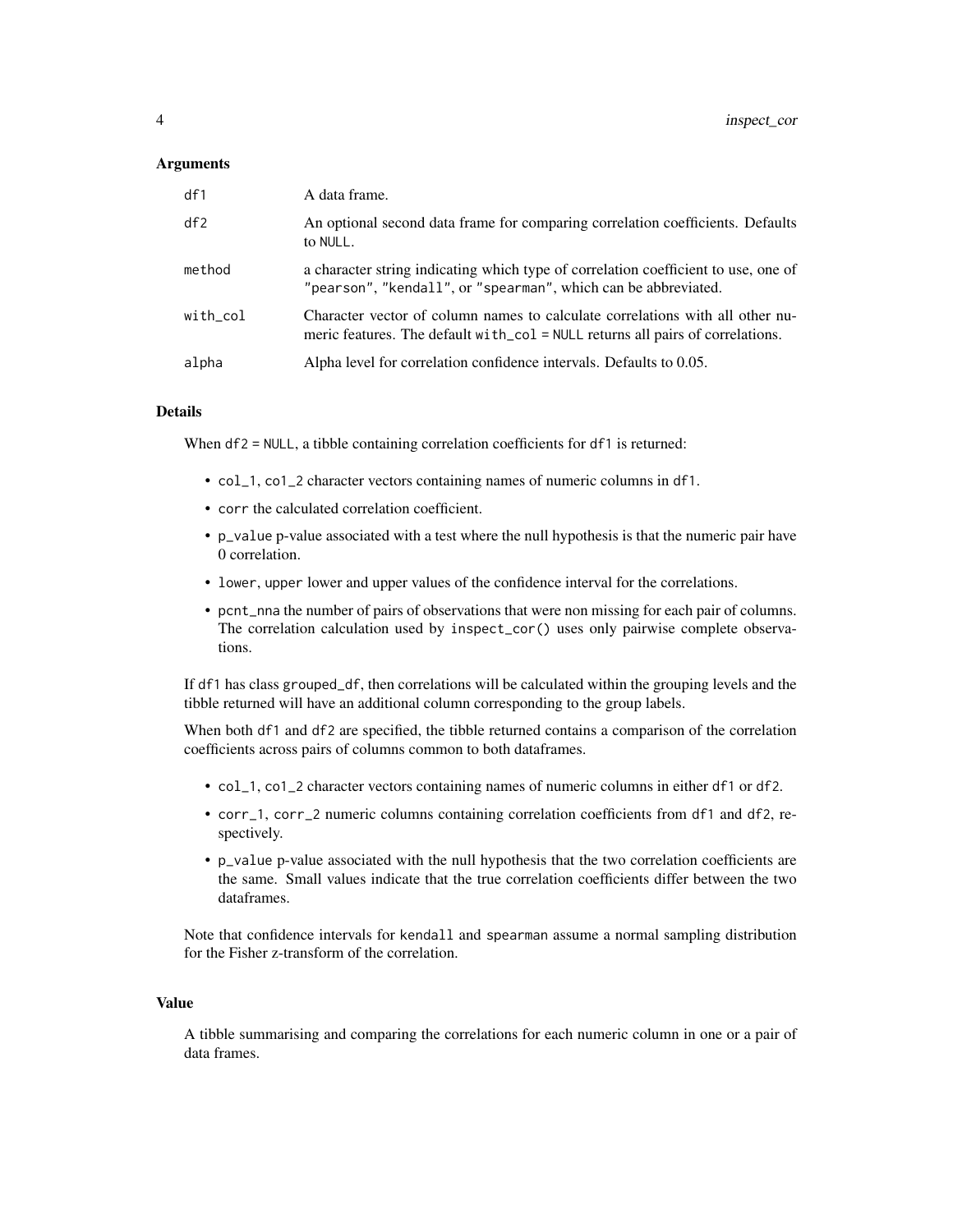### Arguments

| | |
|---|---|
| `df1` | A data frame. |
| `df2` | An optional second data frame for comparing correlation coefficients. Defaults to `NULL`. |
| `method` | a character string indicating which type of correlation coefficient to use, one of `"pearson"`, `"kendall"`, or `"spearman"`, which can be abbreviated. |
| `with_col` | Character vector of column names to calculate correlations with all other numeric features. The default `with_col = NULL` returns all pairs of correlations. |
| `alpha` | Alpha level for correlation confidence intervals. Defaults to 0.05. |

### Details

When `df2 = NULL`, a tibble containing correlation coefficients for `df1` is returned:

- `col_1`, `co1_2` character vectors containing names of numeric columns in `df1`.
- `corr` the calculated correlation coefficient.
- `p_value` p-value associated with a test where the null hypothesis is that the numeric pair have 0 correlation.
- `lower`, `upper` lower and upper values of the confidence interval for the correlations.
- `pcnt_nna` the number of pairs of observations that were non missing for each pair of columns. The correlation calculation used by `inspect_cor()` uses only pairwise complete observations.

If `df1` has class `grouped_df`, then correlations will be calculated within the grouping levels and the tibble returned will have an additional column corresponding to the group labels.

When both `df1` and `df2` are specified, the tibble returned contains a comparison of the correlation coefficients across pairs of columns common to both dataframes.

- `col_1`, `co1_2` character vectors containing names of numeric columns in either `df1` or `df2`.
- `corr_1`, `corr_2` numeric columns containing correlation coefficients from `df1` and `df2`, respectively.
- `p_value` p-value associated with the null hypothesis that the two correlation coefficients are the same. Small values indicate that the true correlation coefficients differ between the two dataframes.

Note that confidence intervals for `kendall` and `spearman` assume a normal sampling distribution for the Fisher z-transform of the correlation.

### Value

A tibble summarising and comparing the correlations for each numeric column in one or a pair of data frames.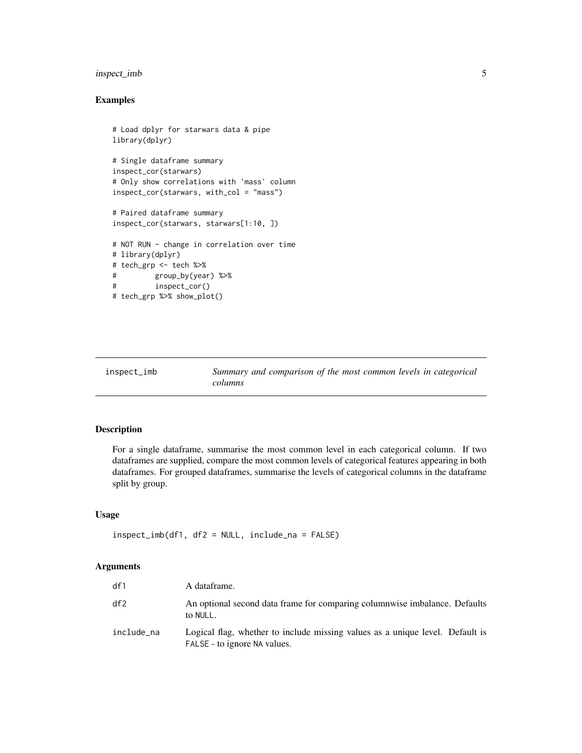## Examples

```
# Load dplyr for starwars data & pipe
library(dplyr)

# Single dataframe summary
inspect_cor(starwars)
# Only show correlations with 'mass' column
inspect_cor(starwars, with_col = "mass")

# Paired dataframe summary
inspect_cor(starwars, starwars[1:10, ])

# NOT RUN - change in correlation over time
# library(dplyr)
# tech_grp <- tech %>%
#         group_by(year) %>%
#         inspect_cor()
# tech_grp %>% show_plot()
```

---

# inspect_imb    *Summary and comparison of the most common levels in categorical columns*

---

## Description

For a single dataframe, summarise the most common level in each categorical column. If two dataframes are supplied, compare the most common levels of categorical features appearing in both dataframes. For grouped dataframes, summarise the levels of categorical columns in the dataframe split by group.

## Usage

```
inspect_imb(df1, df2 = NULL, include_na = FALSE)
```

## Arguments

| | |
|---|---|
| df1 | A dataframe. |
| df2 | An optional second data frame for comparing columnwise imbalance. Defaults to NULL. |
| include_na | Logical flag, whether to include missing values as a unique level. Default is FALSE - to ignore NA values. |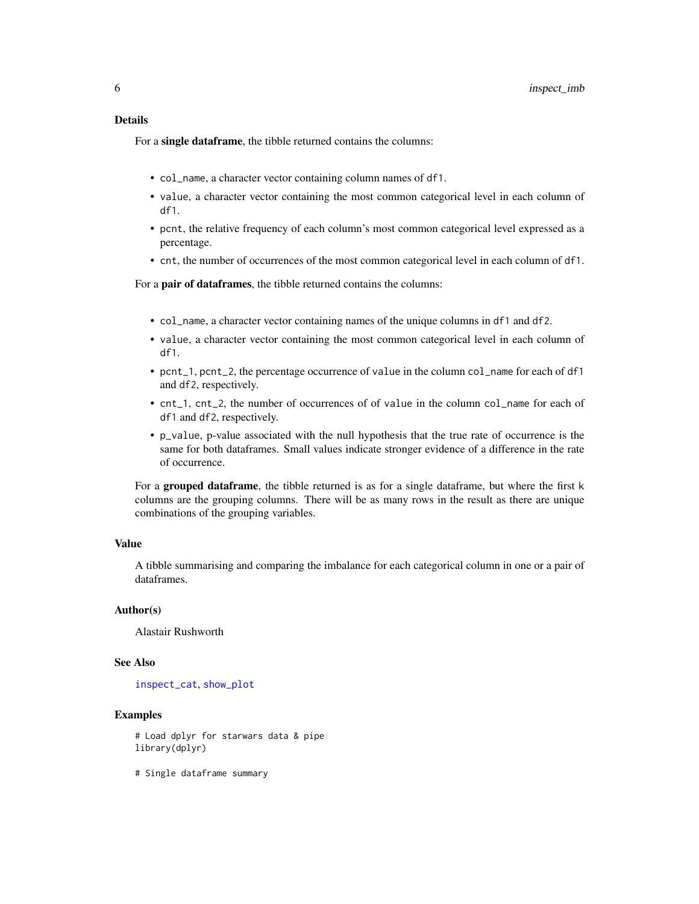## Details

For a **single dataframe**, the tibble returned contains the columns:

- `col_name`, a character vector containing column names of `df1`.
- `value`, a character vector containing the most common categorical level in each column of `df1`.
- `pcnt`, the relative frequency of each column's most common categorical level expressed as a percentage.
- `cnt`, the number of occurrences of the most common categorical level in each column of `df1`.

For a **pair of dataframes**, the tibble returned contains the columns:

- `col_name`, a character vector containing names of the unique columns in `df1` and `df2`.
- `value`, a character vector containing the most common categorical level in each column of `df1`.
- `pcnt_1`, `pcnt_2`, the percentage occurrence of `value` in the column `col_name` for each of `df1` and `df2`, respectively.
- `cnt_1`, `cnt_2`, the number of occurrences of of `value` in the column `col_name` for each of `df1` and `df2`, respectively.
- `p_value`, p-value associated with the null hypothesis that the true rate of occurrence is the same for both dataframes. Small values indicate stronger evidence of a difference in the rate of occurrence.

For a **grouped dataframe**, the tibble returned is as for a single dataframe, but where the first `k` columns are the grouping columns. There will be as many rows in the result as there are unique combinations of the grouping variables.

## Value

A tibble summarising and comparing the imbalance for each categorical column in one or a pair of dataframes.

## Author(s)

Alastair Rushworth

## See Also

`inspect_cat`, `show_plot`

## Examples

```
# Load dplyr for starwars data & pipe
library(dplyr)

# Single dataframe summary
```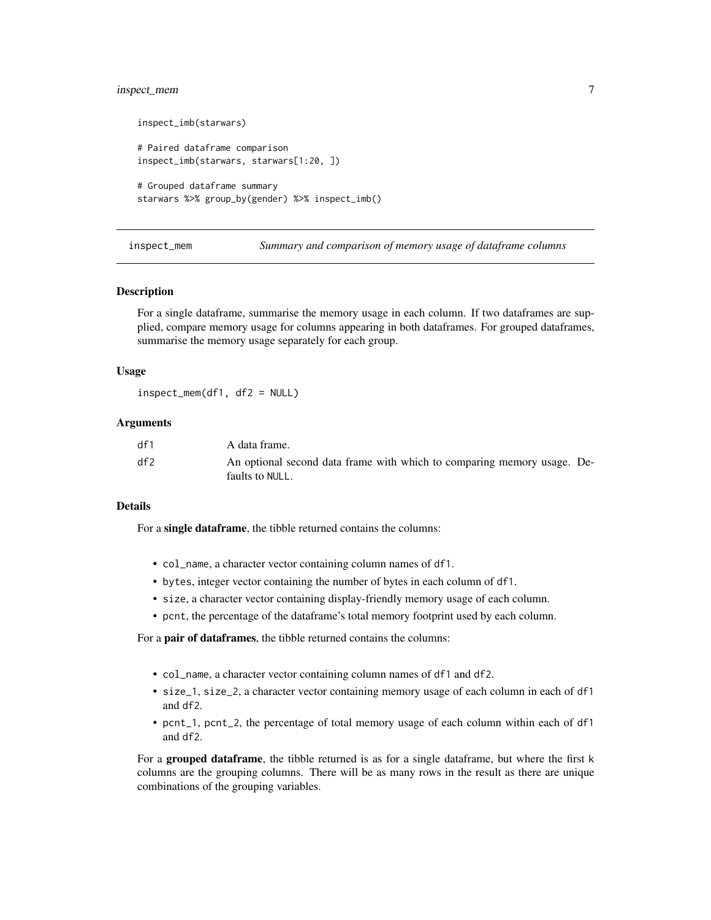```
inspect_imb(starwars)

# Paired dataframe comparison
inspect_imb(starwars, starwars[1:20, ])

# Grouped dataframe summary
starwars %>% group_by(gender) %>% inspect_imb()
```

## inspect_mem — *Summary and comparison of memory usage of dataframe columns*

### Description

For a single dataframe, summarise the memory usage in each column. If two dataframes are supplied, compare memory usage for columns appearing in both dataframes. For grouped dataframes, summarise the memory usage separately for each group.

### Usage

```
inspect_mem(df1, df2 = NULL)
```

### Arguments

| | |
|---|---|
| df1 | A data frame. |
| df2 | An optional second data frame with which to comparing memory usage. Defaults to NULL. |

### Details

For a **single dataframe**, the tibble returned contains the columns:

- `col_name`, a character vector containing column names of `df1`.
- `bytes`, integer vector containing the number of bytes in each column of `df1`.
- `size`, a character vector containing display-friendly memory usage of each column.
- `pcnt`, the percentage of the dataframe's total memory footprint used by each column.

For a **pair of dataframes**, the tibble returned contains the columns:

- `col_name`, a character vector containing column names of `df1` and `df2`.
- `size_1`, `size_2`, a character vector containing memory usage of each column in each of `df1` and `df2`.
- `pcnt_1`, `pcnt_2`, the percentage of total memory usage of each column within each of `df1` and `df2`.

For a **grouped dataframe**, the tibble returned is as for a single dataframe, but where the first `k` columns are the grouping columns. There will be as many rows in the result as there are unique combinations of the grouping variables.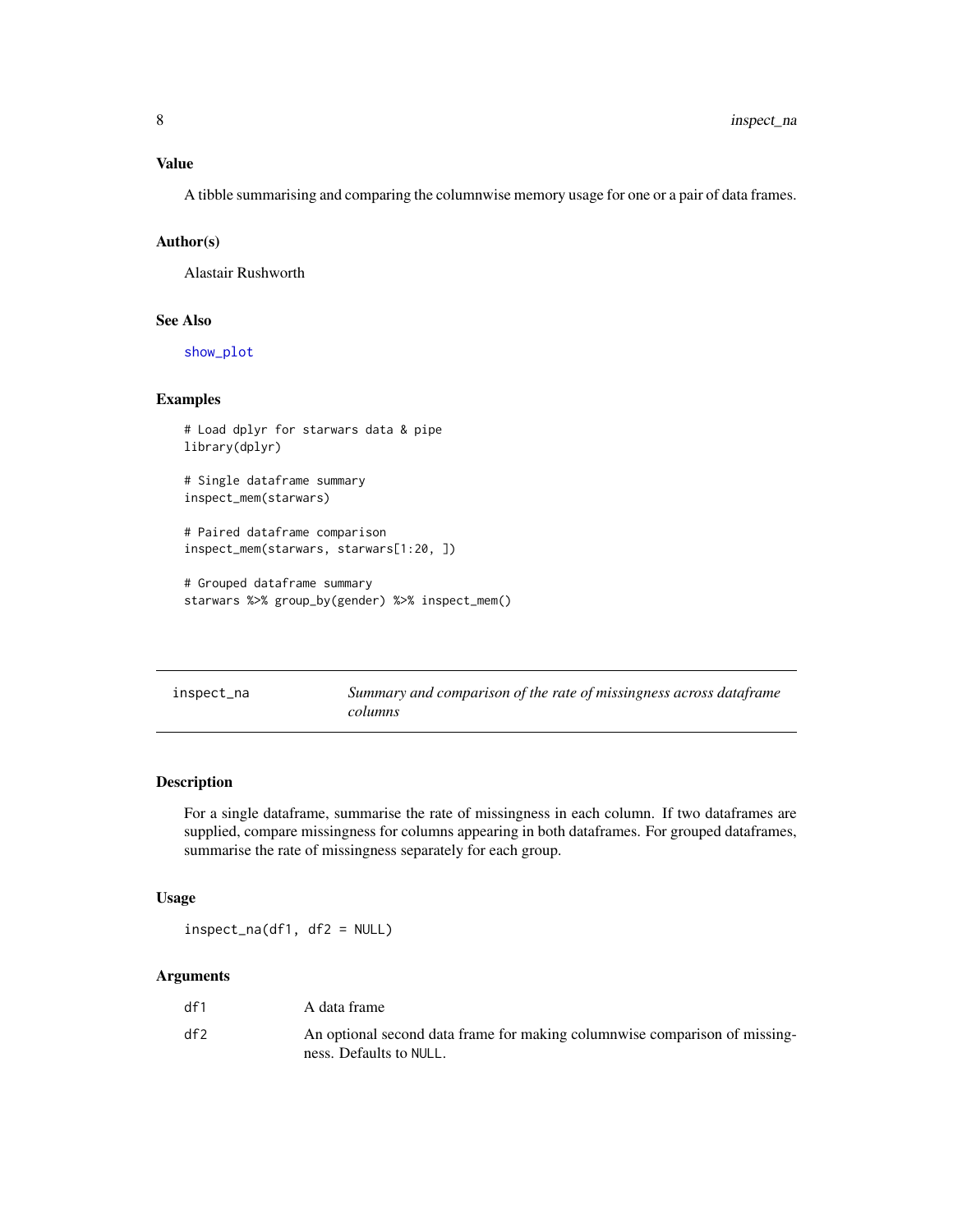### Value

A tibble summarising and comparing the columnwise memory usage for one or a pair of data frames.

### Author(s)

Alastair Rushworth

### See Also

show_plot

### Examples

```
# Load dplyr for starwars data & pipe
library(dplyr)

# Single dataframe summary
inspect_mem(starwars)

# Paired dataframe comparison
inspect_mem(starwars, starwars[1:20, ])

# Grouped dataframe summary
starwars %>% group_by(gender) %>% inspect_mem()
```

---

## inspect_na — *Summary and comparison of the rate of missingness across dataframe columns*

### Description

For a single dataframe, summarise the rate of missingness in each column. If two dataframes are supplied, compare missingness for columns appearing in both dataframes. For grouped dataframes, summarise the rate of missingness separately for each group.

### Usage

```
inspect_na(df1, df2 = NULL)
```

### Arguments

| | |
|---|---|
| df1 | A data frame |
| df2 | An optional second data frame for making columnwise comparison of missingness. Defaults to NULL. |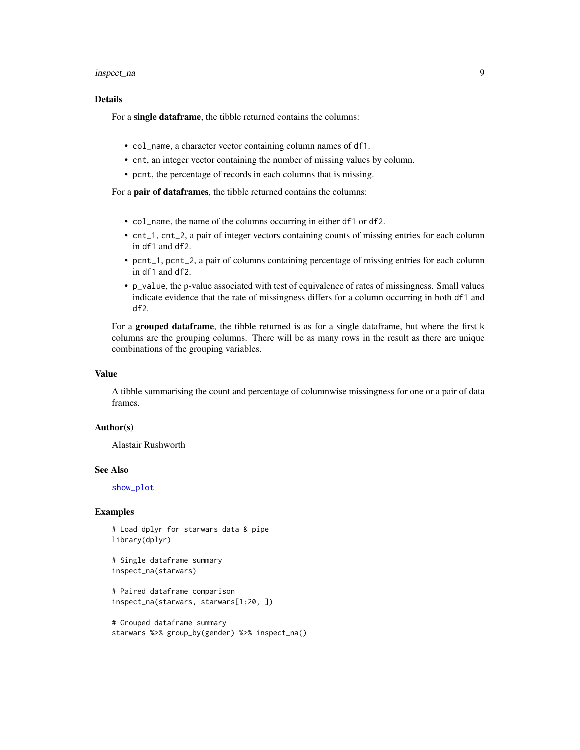## Details

For a **single dataframe**, the tibble returned contains the columns:

- `col_name`, a character vector containing column names of `df1`.
- `cnt`, an integer vector containing the number of missing values by column.
- `pcnt`, the percentage of records in each columns that is missing.

For a **pair of dataframes**, the tibble returned contains the columns:

- `col_name`, the name of the columns occurring in either `df1` or `df2`.
- `cnt_1`, `cnt_2`, a pair of integer vectors containing counts of missing entries for each column in `df1` and `df2`.
- `pcnt_1`, `pcnt_2`, a pair of columns containing percentage of missing entries for each column in `df1` and `df2`.
- `p_value`, the p-value associated with test of equivalence of rates of missingness. Small values indicate evidence that the rate of missingness differs for a column occurring in both `df1` and `df2`.

For a **grouped dataframe**, the tibble returned is as for a single dataframe, but where the first `k` columns are the grouping columns. There will be as many rows in the result as there are unique combinations of the grouping variables.

## Value

A tibble summarising the count and percentage of columnwise missingness for one or a pair of data frames.

## Author(s)

Alastair Rushworth

## See Also

`show_plot`

## Examples

```
# Load dplyr for starwars data & pipe
library(dplyr)

# Single dataframe summary
inspect_na(starwars)

# Paired dataframe comparison
inspect_na(starwars, starwars[1:20, ])

# Grouped dataframe summary
starwars %>% group_by(gender) %>% inspect_na()
```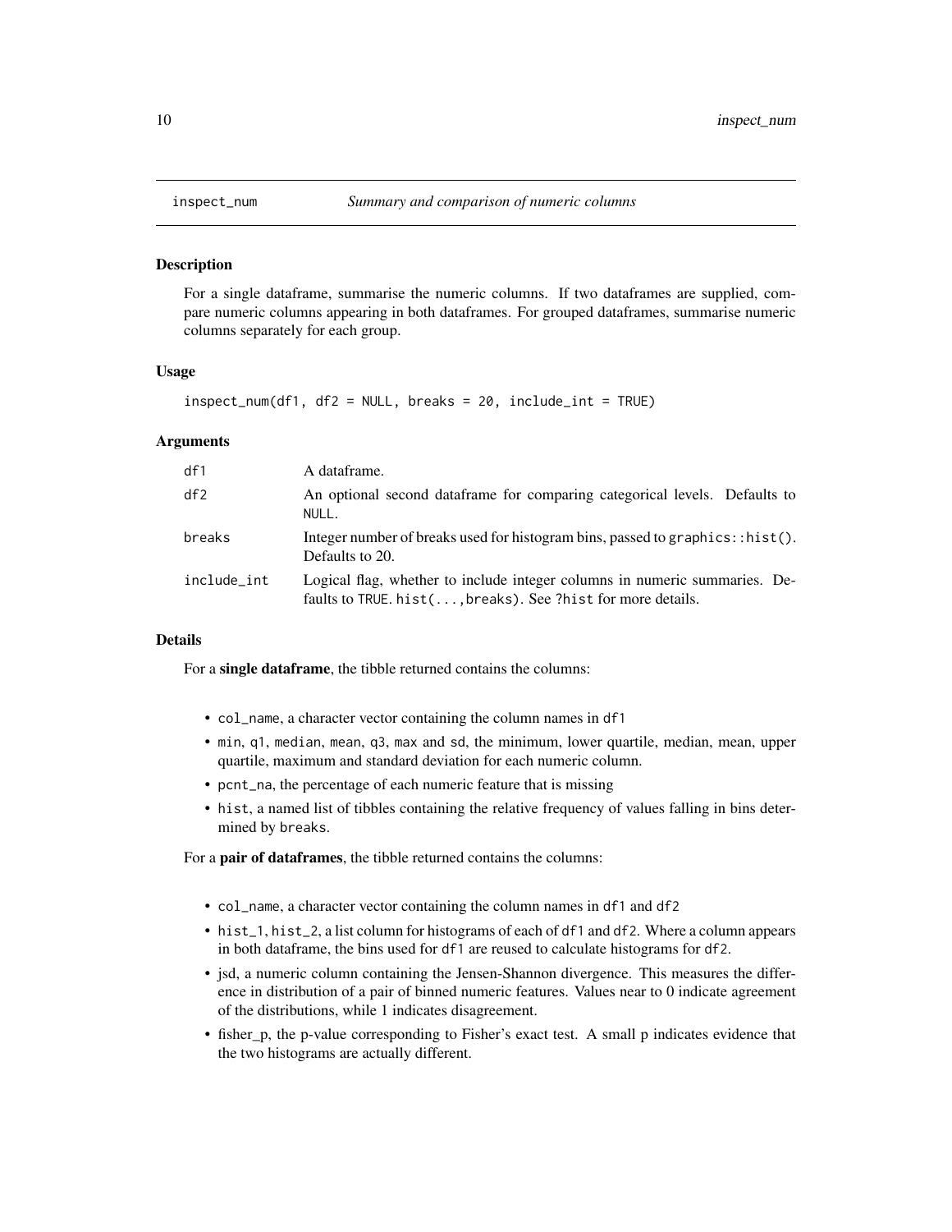# inspect_num — *Summary and comparison of numeric columns*

## Description

For a single dataframe, summarise the numeric columns. If two dataframes are supplied, compare numeric columns appearing in both dataframes. For grouped dataframes, summarise numeric columns separately for each group.

## Usage

```
inspect_num(df1, df2 = NULL, breaks = 20, include_int = TRUE)
```

## Arguments

| | |
|---|---|
| df1 | A dataframe. |
| df2 | An optional second dataframe for comparing categorical levels. Defaults to NULL. |
| breaks | Integer number of breaks used for histogram bins, passed to graphics::hist(). Defaults to 20. |
| include_int | Logical flag, whether to include integer columns in numeric summaries. Defaults to TRUE. hist(...,breaks). See ?hist for more details. |

## Details

For a **single dataframe**, the tibble returned contains the columns:

- col_name, a character vector containing the column names in df1
- min, q1, median, mean, q3, max and sd, the minimum, lower quartile, median, mean, upper quartile, maximum and standard deviation for each numeric column.
- pcnt_na, the percentage of each numeric feature that is missing
- hist, a named list of tibbles containing the relative frequency of values falling in bins determined by breaks.

For a **pair of dataframes**, the tibble returned contains the columns:

- col_name, a character vector containing the column names in df1 and df2
- hist_1, hist_2, a list column for histograms of each of df1 and df2. Where a column appears in both dataframe, the bins used for df1 are reused to calculate histograms for df2.
- jsd, a numeric column containing the Jensen-Shannon divergence. This measures the difference in distribution of a pair of binned numeric features. Values near to 0 indicate agreement of the distributions, while 1 indicates disagreement.
- fisher_p, the p-value corresponding to Fisher's exact test. A small p indicates evidence that the two histograms are actually different.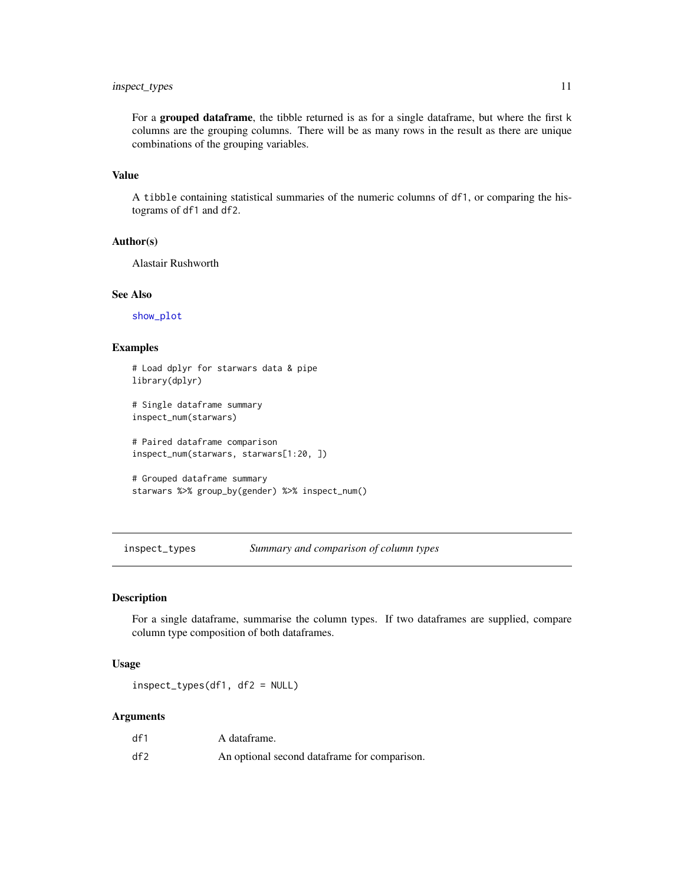For a **grouped dataframe**, the tibble returned is as for a single dataframe, but where the first k columns are the grouping columns. There will be as many rows in the result as there are unique combinations of the grouping variables.

### Value

A `tibble` containing statistical summaries of the numeric columns of `df1`, or comparing the histograms of `df1` and `df2`.

### Author(s)

Alastair Rushworth

### See Also

`show_plot`

### Examples

```
# Load dplyr for starwars data & pipe
library(dplyr)

# Single dataframe summary
inspect_num(starwars)

# Paired dataframe comparison
inspect_num(starwars, starwars[1:20, ])

# Grouped dataframe summary
starwars %>% group_by(gender) %>% inspect_num()
```

---

## `inspect_types` *Summary and comparison of column types*

---

### Description

For a single dataframe, summarise the column types. If two dataframes are supplied, compare column type composition of both dataframes.

### Usage

```
inspect_types(df1, df2 = NULL)
```

### Arguments

| | |
|---|---|
| `df1` | A dataframe. |
| `df2` | An optional second dataframe for comparison. |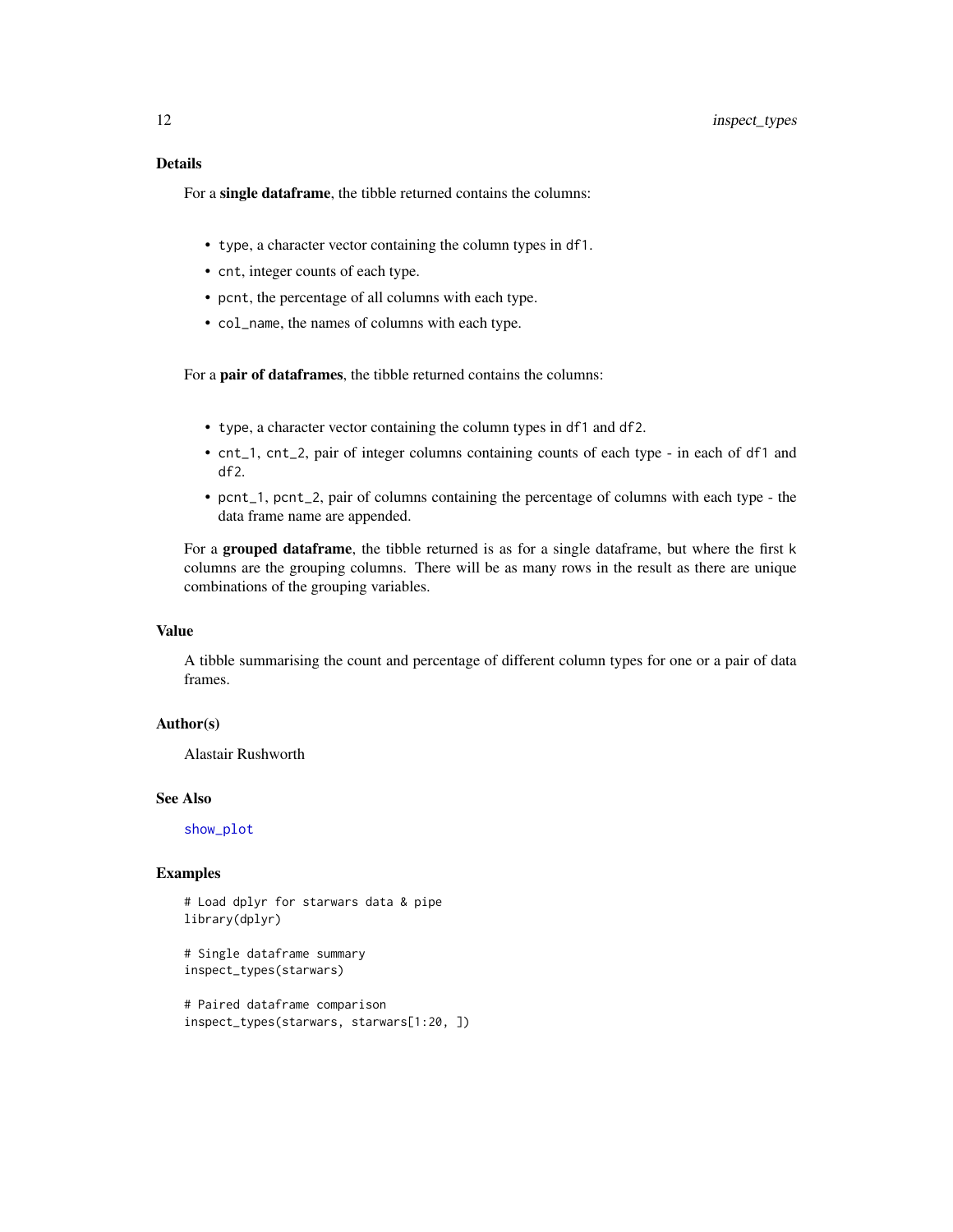### Details

For a **single dataframe**, the tibble returned contains the columns:

- `type`, a character vector containing the column types in `df1`.
- `cnt`, integer counts of each type.
- `pcnt`, the percentage of all columns with each type.
- `col_name`, the names of columns with each type.

For a **pair of dataframes**, the tibble returned contains the columns:

- `type`, a character vector containing the column types in `df1` and `df2`.
- `cnt_1`, `cnt_2`, pair of integer columns containing counts of each type - in each of `df1` and `df2`.
- `pcnt_1`, `pcnt_2`, pair of columns containing the percentage of columns with each type - the data frame name are appended.

For a **grouped dataframe**, the tibble returned is as for a single dataframe, but where the first `k` columns are the grouping columns. There will be as many rows in the result as there are unique combinations of the grouping variables.

### Value

A tibble summarising the count and percentage of different column types for one or a pair of data frames.

### Author(s)

Alastair Rushworth

### See Also

`show_plot`

### Examples

```
# Load dplyr for starwars data & pipe
library(dplyr)

# Single dataframe summary
inspect_types(starwars)

# Paired dataframe comparison
inspect_types(starwars, starwars[1:20, ])
```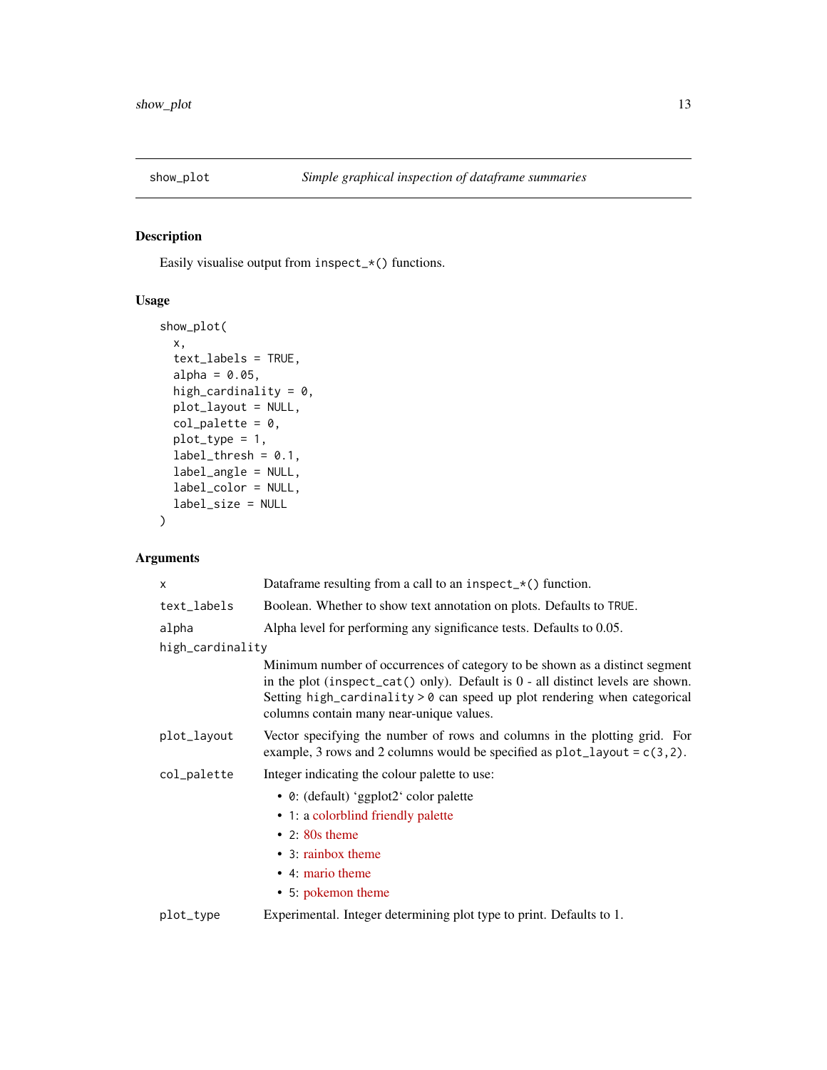## show_plot — *Simple graphical inspection of dataframe summaries*

### Description

Easily visualise output from `inspect_*()` functions.

### Usage

```
show_plot(
  x,
  text_labels = TRUE,
  alpha = 0.05,
  high_cardinality = 0,
  plot_layout = NULL,
  col_palette = 0,
  plot_type = 1,
  label_thresh = 0.1,
  label_angle = NULL,
  label_color = NULL,
  label_size = NULL
)
```

### Arguments

- `x` — Dataframe resulting from a call to an `inspect_*()` function.
- `text_labels` — Boolean. Whether to show text annotation on plots. Defaults to `TRUE`.
- `alpha` — Alpha level for performing any significance tests. Defaults to 0.05.
- `high_cardinality` — Minimum number of occurrences of category to be shown as a distinct segment in the plot (`inspect_cat()` only). Default is 0 - all distinct levels are shown. Setting `high_cardinality > 0` can speed up plot rendering when categorical columns contain many near-unique values.
- `plot_layout` — Vector specifying the number of rows and columns in the plotting grid. For example, 3 rows and 2 columns would be specified as `plot_layout = c(3,2)`.
- `col_palette` — Integer indicating the colour palette to use:
  - `0`: (default) 'ggplot2' color palette
  - `1`: a colorblind friendly palette
  - `2`: 80s theme
  - `3`: rainbox theme
  - `4`: mario theme
  - `5`: pokemon theme
- `plot_type` — Experimental. Integer determining plot type to print. Defaults to 1.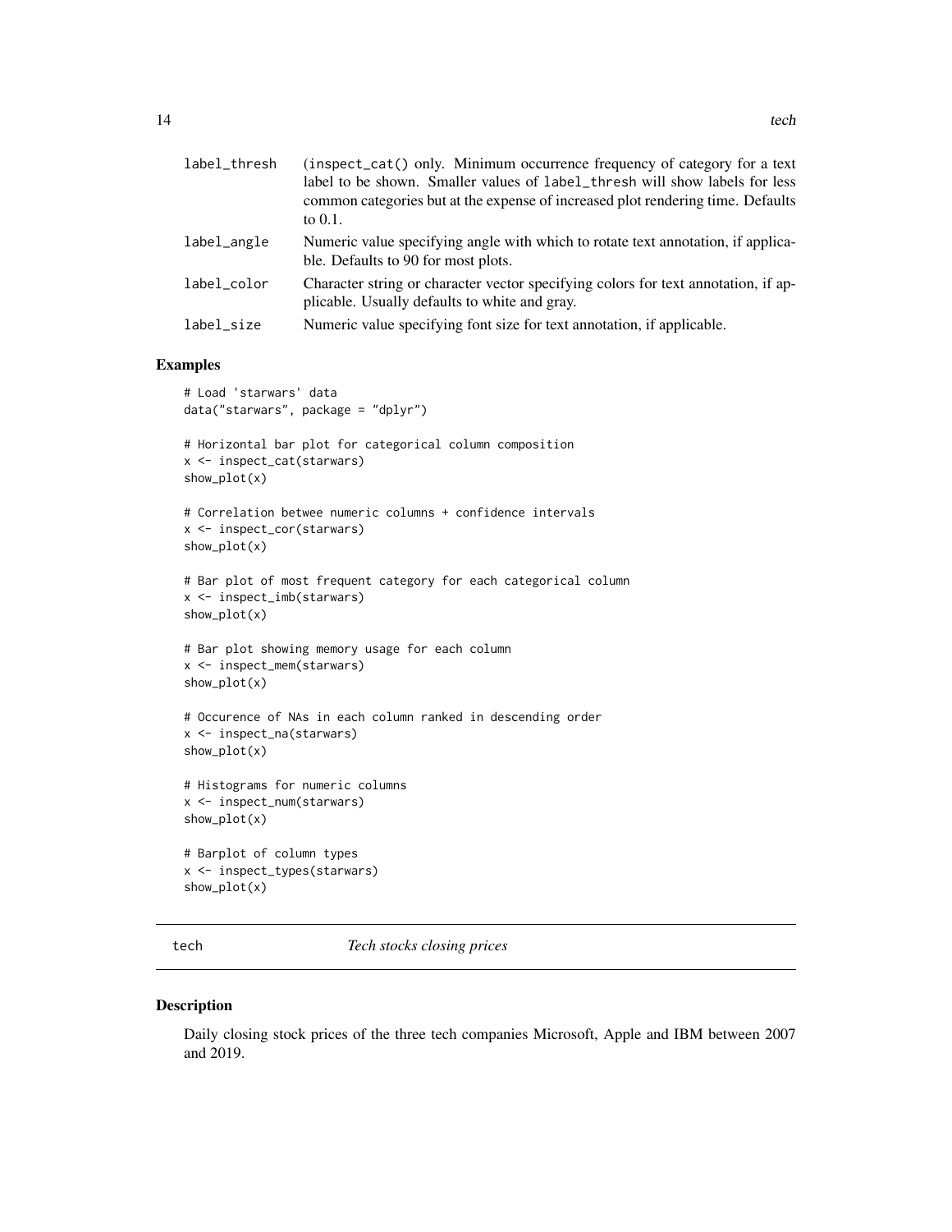| | |
|---|---|
| label_thresh | (inspect_cat() only. Minimum occurrence frequency of category for a text label to be shown. Smaller values of label_thresh will show labels for less common categories but at the expense of increased plot rendering time. Defaults to 0.1. |
| label_angle | Numeric value specifying angle with which to rotate text annotation, if applicable. Defaults to 90 for most plots. |
| label_color | Character string or character vector specifying colors for text annotation, if applicable. Usually defaults to white and gray. |
| label_size | Numeric value specifying font size for text annotation, if applicable. |

### Examples

```
# Load 'starwars' data
data("starwars", package = "dplyr")

# Horizontal bar plot for categorical column composition
x <- inspect_cat(starwars)
show_plot(x)

# Correlation betwee numeric columns + confidence intervals
x <- inspect_cor(starwars)
show_plot(x)

# Bar plot of most frequent category for each categorical column
x <- inspect_imb(starwars)
show_plot(x)

# Bar plot showing memory usage for each column
x <- inspect_mem(starwars)
show_plot(x)

# Occurence of NAs in each column ranked in descending order
x <- inspect_na(starwars)
show_plot(x)

# Histograms for numeric columns
x <- inspect_num(starwars)
show_plot(x)

# Barplot of column types
x <- inspect_types(starwars)
show_plot(x)
```

## tech *Tech stocks closing prices*

### Description

Daily closing stock prices of the three tech companies Microsoft, Apple and IBM between 2007 and 2019.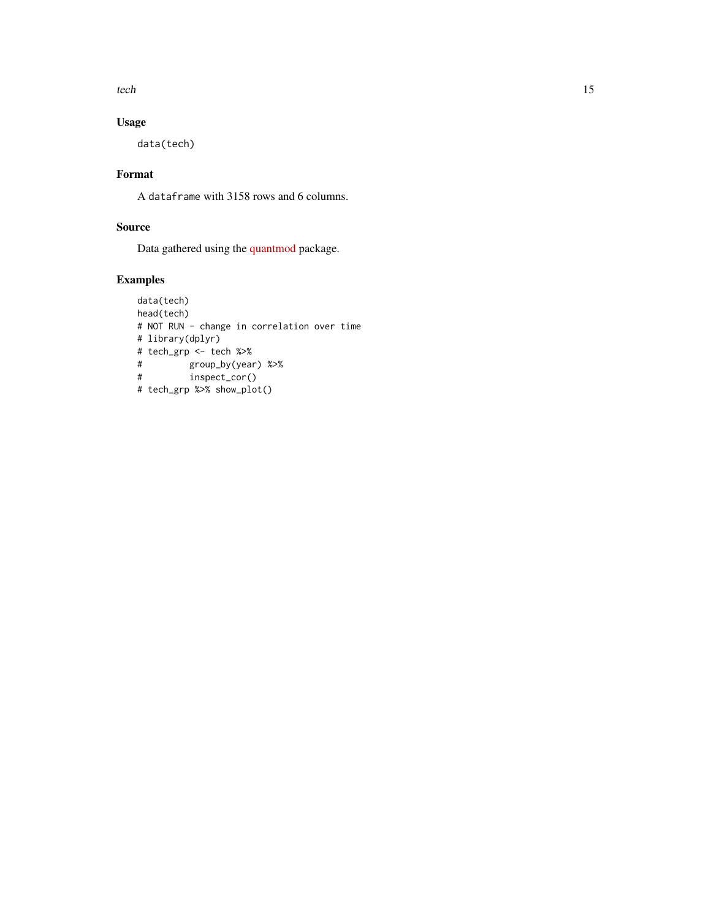## Usage

```
data(tech)
```

## Format

A `dataframe` with 3158 rows and 6 columns.

## Source

Data gathered using the quantmod package.

## Examples

```
data(tech)
head(tech)
# NOT RUN - change in correlation over time
# library(dplyr)
# tech_grp <- tech %>%
#         group_by(year) %>%
#         inspect_cor()
# tech_grp %>% show_plot()
```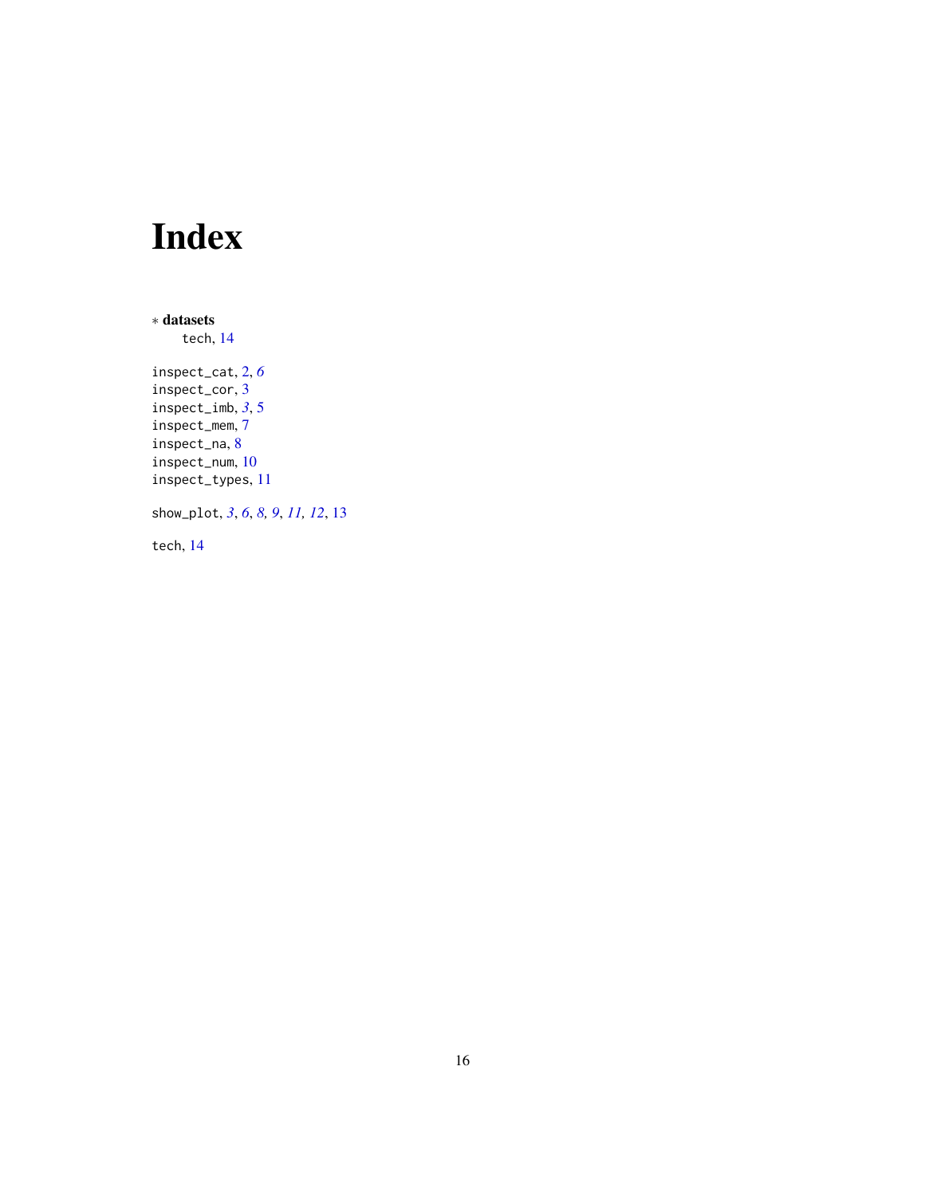# Index

∗ **datasets**
    tech, 14

inspect_cat, 2, *6*
inspect_cor, 3
inspect_imb, *3*, 5
inspect_mem, 7
inspect_na, 8
inspect_num, 10
inspect_types, 11

show_plot, *3*, *6*, *8, 9*, *11, 12*, 13

tech, 14